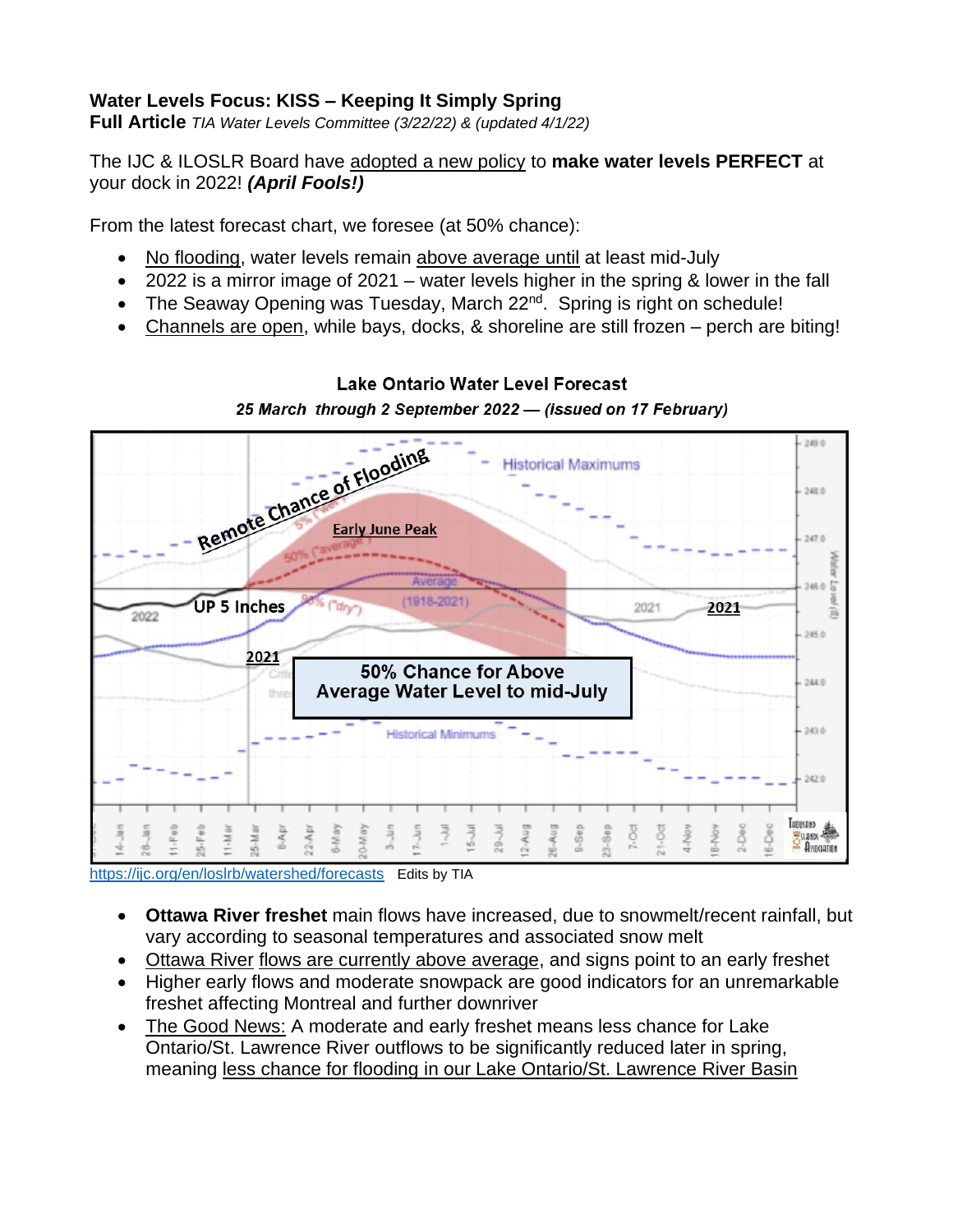**Water Levels Focus: KISS – Keeping It Simply Spring**
**Full Article** *TIA Water Levels Committee (3/22/22) & (updated 4/1/22)*

The IJC & ILOSLR Board have adopted a new policy to **make water levels PERFECT** at your dock in 2022! ***(April Fools!)***

From the latest forecast chart, we foresee (at 50% chance):

- No flooding, water levels remain above average until at least mid-July
- 2022 is a mirror image of 2021 – water levels higher in the spring & lower in the fall
- The Seaway Opening was Tuesday, March 22nd. Spring is right on schedule!
- Channels are open, while bays, docks, & shoreline are still frozen – perch are biting!

**Lake Ontario Water Level Forecast**
***25 March through 2 September 2022 — (issued on 17 February)***

https://ijc.org/en/loslrb/watershed/forecasts Edits by TIA

- **Ottawa River freshet** main flows have increased, due to snowmelt/recent rainfall, but vary according to seasonal temperatures and associated snow melt
- Ottawa River flows are currently above average, and signs point to an early freshet
- Higher early flows and moderate snowpack are good indicators for an unremarkable freshet affecting Montreal and further downriver
- The Good News: A moderate and early freshet means less chance for Lake Ontario/St. Lawrence River outflows to be significantly reduced later in spring, meaning less chance for flooding in our Lake Ontario/St. Lawrence River Basin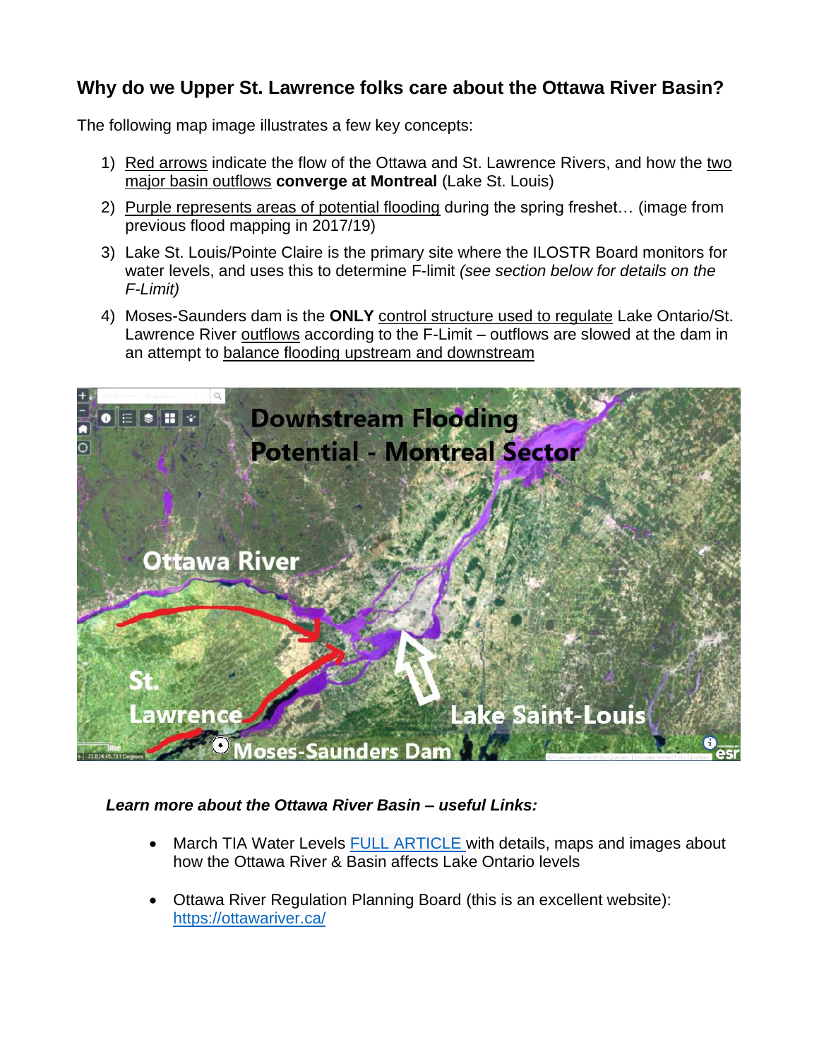## Why do we Upper St. Lawrence folks care about the Ottawa River Basin?

The following map image illustrates a few key concepts:

1) Red arrows indicate the flow of the Ottawa and St. Lawrence Rivers, and how the two major basin outflows **converge at Montreal** (Lake St. Louis)
2) Purple represents areas of potential flooding during the spring freshet… (image from previous flood mapping in 2017/19)
3) Lake St. Louis/Pointe Claire is the primary site where the ILOSTR Board monitors for water levels, and uses this to determine F-limit *(see section below for details on the F-Limit)*
4) Moses-Saunders dam is the **ONLY** control structure used to regulate Lake Ontario/St. Lawrence River outflows according to the F-Limit – outflows are slowed at the dam in an attempt to balance flooding upstream and downstream

***Learn more about the Ottawa River Basin – useful Links:***

- March TIA Water Levels FULL ARTICLE with details, maps and images about how the Ottawa River & Basin affects Lake Ontario levels
- Ottawa River Regulation Planning Board (this is an excellent website): https://ottawariver.ca/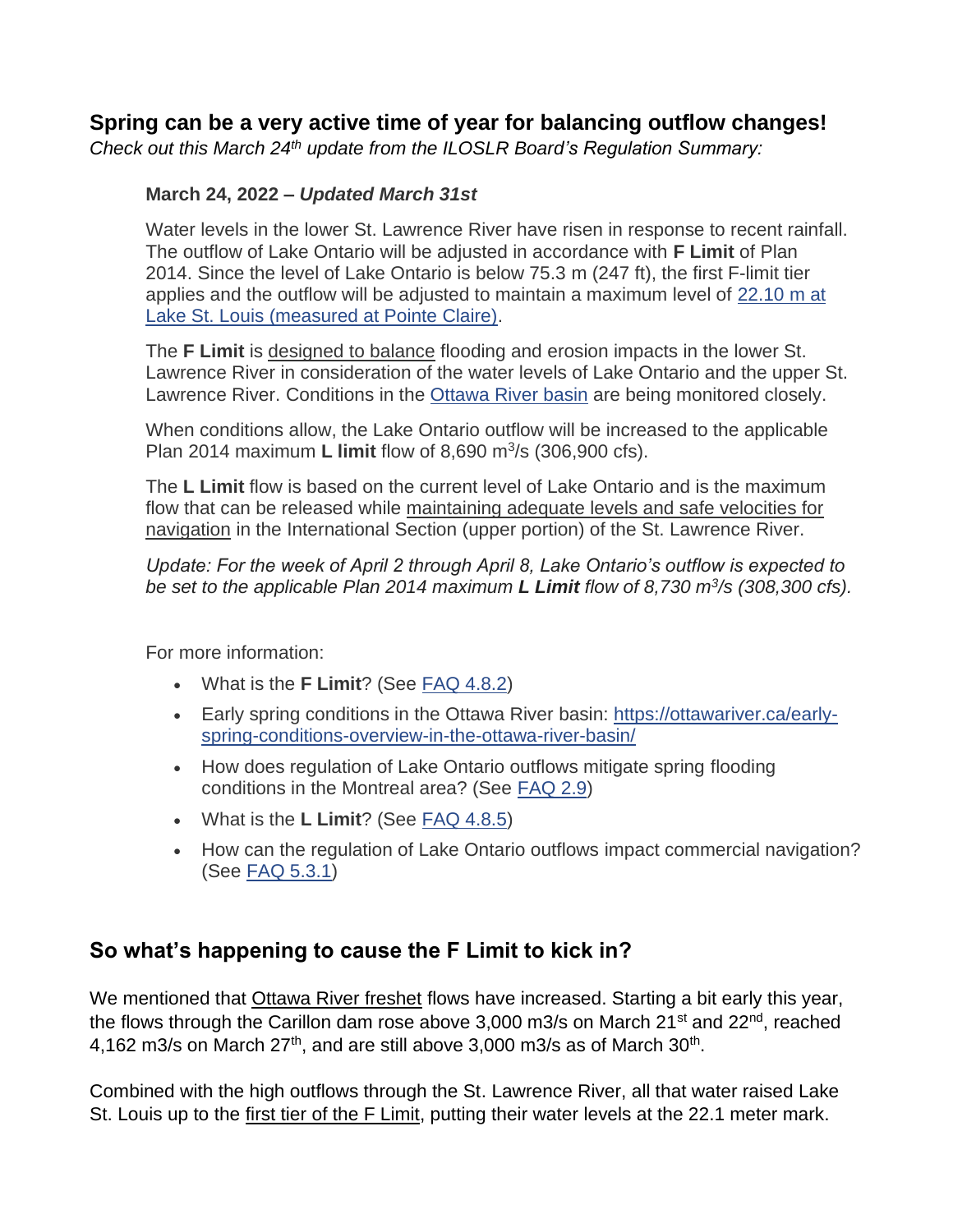## Spring can be a very active time of year for balancing outflow changes!

*Check out this March 24th update from the ILOSLR Board's Regulation Summary:*

> **March 24, 2022 – *Updated March 31st***
>
> Water levels in the lower St. Lawrence River have risen in response to recent rainfall. The outflow of Lake Ontario will be adjusted in accordance with **F Limit** of Plan 2014. Since the level of Lake Ontario is below 75.3 m (247 ft), the first F-limit tier applies and the outflow will be adjusted to maintain a maximum level of 22.10 m at Lake St. Louis (measured at Pointe Claire).
>
> The **F Limit** is designed to balance flooding and erosion impacts in the lower St. Lawrence River in consideration of the water levels of Lake Ontario and the upper St. Lawrence River. Conditions in the Ottawa River basin are being monitored closely.
>
> When conditions allow, the Lake Ontario outflow will be increased to the applicable Plan 2014 maximum **L limit** flow of 8,690 $m^3/s$ (306,900 cfs).
>
> The **L Limit** flow is based on the current level of Lake Ontario and is the maximum flow that can be released while maintaining adequate levels and safe velocities for navigation in the International Section (upper portion) of the St. Lawrence River.
>
> *Update: For the week of April 2 through April 8, Lake Ontario's outflow is expected to be set to the applicable Plan 2014 maximum **L Limit** flow of 8,730 $m^3/s$ (308,300 cfs).*
>
> For more information:
>
> - What is the **F Limit**? (See FAQ 4.8.2)
> - Early spring conditions in the Ottawa River basin: https://ottawariver.ca/early-spring-conditions-overview-in-the-ottawa-river-basin/
> - How does regulation of Lake Ontario outflows mitigate spring flooding conditions in the Montreal area? (See FAQ 2.9)
> - What is the **L Limit**? (See FAQ 4.8.5)
> - How can the regulation of Lake Ontario outflows impact commercial navigation? (See FAQ 5.3.1)

## So what's happening to cause the F Limit to kick in?

We mentioned that Ottawa River freshet flows have increased. Starting a bit early this year, the flows through the Carillon dam rose above 3,000 m3/s on March 21st and 22nd, reached 4,162 m3/s on March 27th, and are still above 3,000 m3/s as of March 30th.

Combined with the high outflows through the St. Lawrence River, all that water raised Lake St. Louis up to the first tier of the F Limit, putting their water levels at the 22.1 meter mark.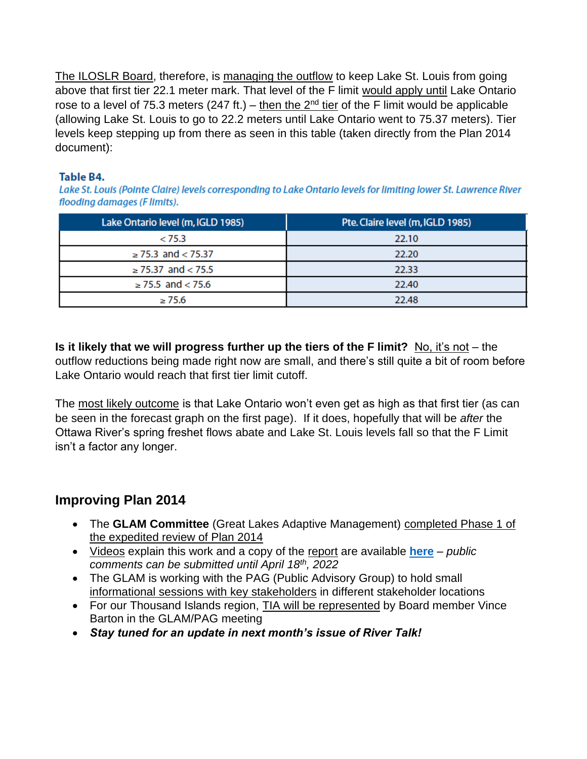The ILOSLR Board, therefore, is managing the outflow to keep Lake St. Louis from going above that first tier 22.1 meter mark. That level of the F limit would apply until Lake Ontario rose to a level of 75.3 meters (247 ft.) – then the 2nd tier of the F limit would be applicable (allowing Lake St. Louis to go to 22.2 meters until Lake Ontario went to 75.37 meters). Tier levels keep stepping up from there as seen in this table (taken directly from the Plan 2014 document):

**Table B4.**

*Lake St. Louis (Pointe Claire) levels corresponding to Lake Ontario levels for limiting lower St. Lawrence River flooding damages (F limits).*

| Lake Ontario level (m, IGLD 1985) | Pte. Claire level (m, IGLD 1985) |
|---|---|
| < 75.3 | 22.10 |
| ≥ 75.3 and < 75.37 | 22.20 |
| ≥ 75.37 and < 75.5 | 22.33 |
| ≥ 75.5 and < 75.6 | 22.40 |
| ≥ 75.6 | 22.48 |

**Is it likely that we will progress further up the tiers of the F limit?** No, it's not – the outflow reductions being made right now are small, and there's still quite a bit of room before Lake Ontario would reach that first tier limit cutoff.

The most likely outcome is that Lake Ontario won't even get as high as that first tier (as can be seen in the forecast graph on the first page). If it does, hopefully that will be *after* the Ottawa River's spring freshet flows abate and Lake St. Louis levels fall so that the F Limit isn't a factor any longer.

## Improving Plan 2014

- The **GLAM Committee** (Great Lakes Adaptive Management) completed Phase 1 of the expedited review of Plan 2014
- Videos explain this work and a copy of the report are available **here** – *public comments can be submitted until April 18th, 2022*
- The GLAM is working with the PAG (Public Advisory Group) to hold small informational sessions with key stakeholders in different stakeholder locations
- For our Thousand Islands region, TIA will be represented by Board member Vince Barton in the GLAM/PAG meeting
- ***Stay tuned for an update in next month's issue of River Talk!***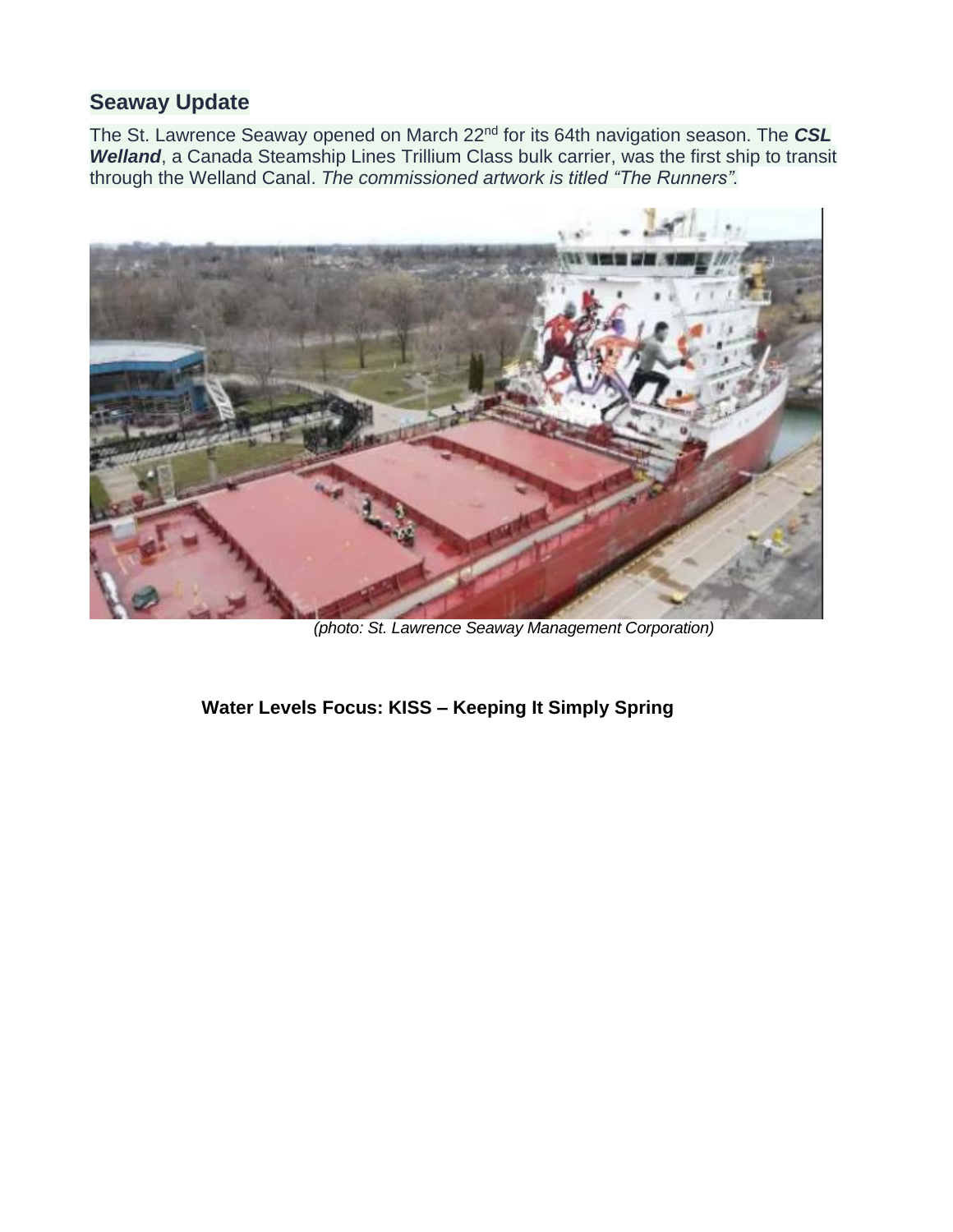## Seaway Update

The St. Lawrence Seaway opened on March 22nd for its 64th navigation season. The ***CSL Welland***, a Canada Steamship Lines Trillium Class bulk carrier, was the first ship to transit through the Welland Canal. *The commissioned artwork is titled "The Runners".*

*(photo: St. Lawrence Seaway Management Corporation)*

**Water Levels Focus: KISS – Keeping It Simply Spring**